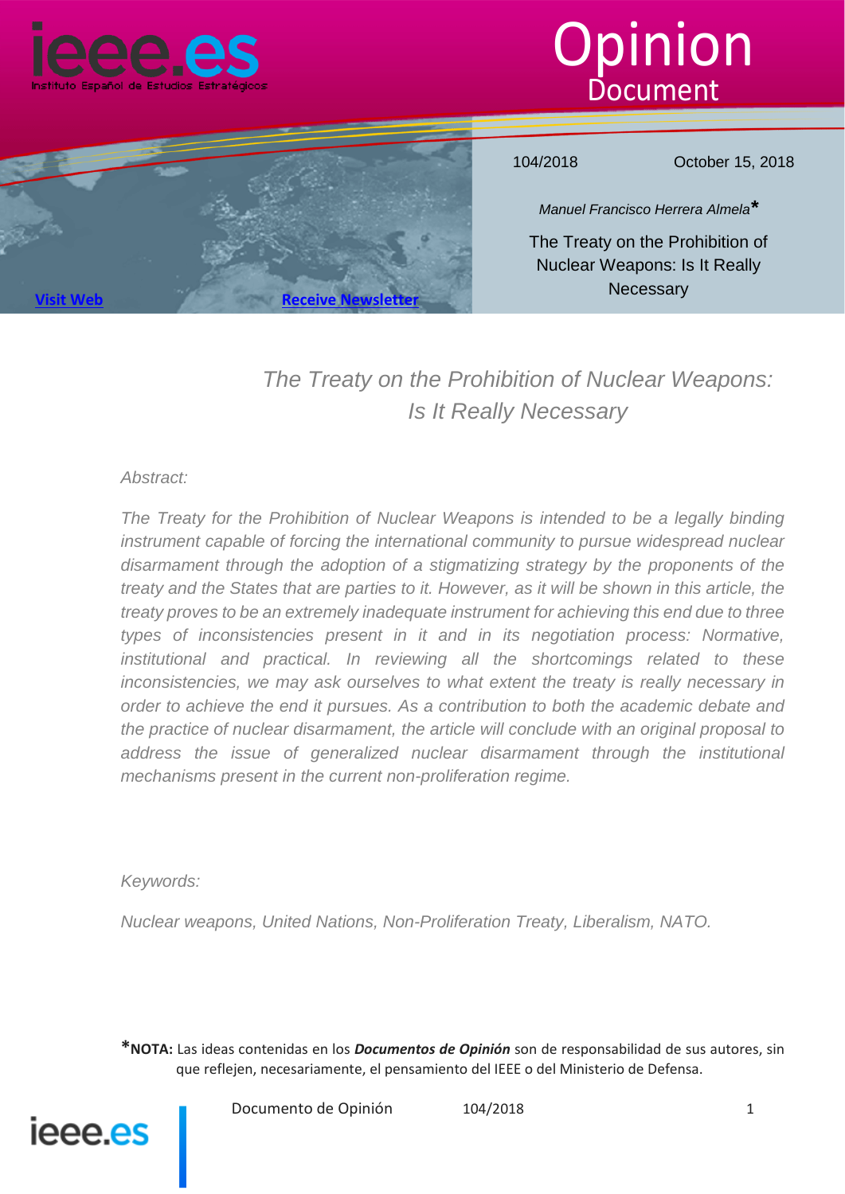# Opinion Document

104/2018 October 15, 2018

*Manuel Francisco Herrera Almela**

The Treaty on the Prohibition of Nuclear Weapons: Is It Really Necessary

[Visit Web](#) [Receive Newsletter](#)

## *The Treaty on the Prohibition of Nuclear Weapons: Is It Really Necessary*

*Abstract:*

*The Treaty for the Prohibition of Nuclear Weapons is intended to be a legally binding instrument capable of forcing the international community to pursue widespread nuclear disarmament through the adoption of a stigmatizing strategy by the proponents of the treaty and the States that are parties to it. However, as it will be shown in this article, the treaty proves to be an extremely inadequate instrument for achieving this end due to three types of inconsistencies present in it and in its negotiation process: Normative, institutional and practical. In reviewing all the shortcomings related to these inconsistencies, we may ask ourselves to what extent the treaty is really necessary in order to achieve the end it pursues. As a contribution to both the academic debate and the practice of nuclear disarmament, the article will conclude with an original proposal to address the issue of generalized nuclear disarmament through the institutional mechanisms present in the current non-proliferation regime.*

*Keywords:*

*Nuclear weapons, United Nations, Non-Proliferation Treaty, Liberalism, NATO.*

***NOTA:** Las ideas contenidas en los ***Documentos de Opinión*** son de responsabilidad de sus autores, sin que reflejen, necesariamente, el pensamiento del IEEE o del Ministerio de Defensa.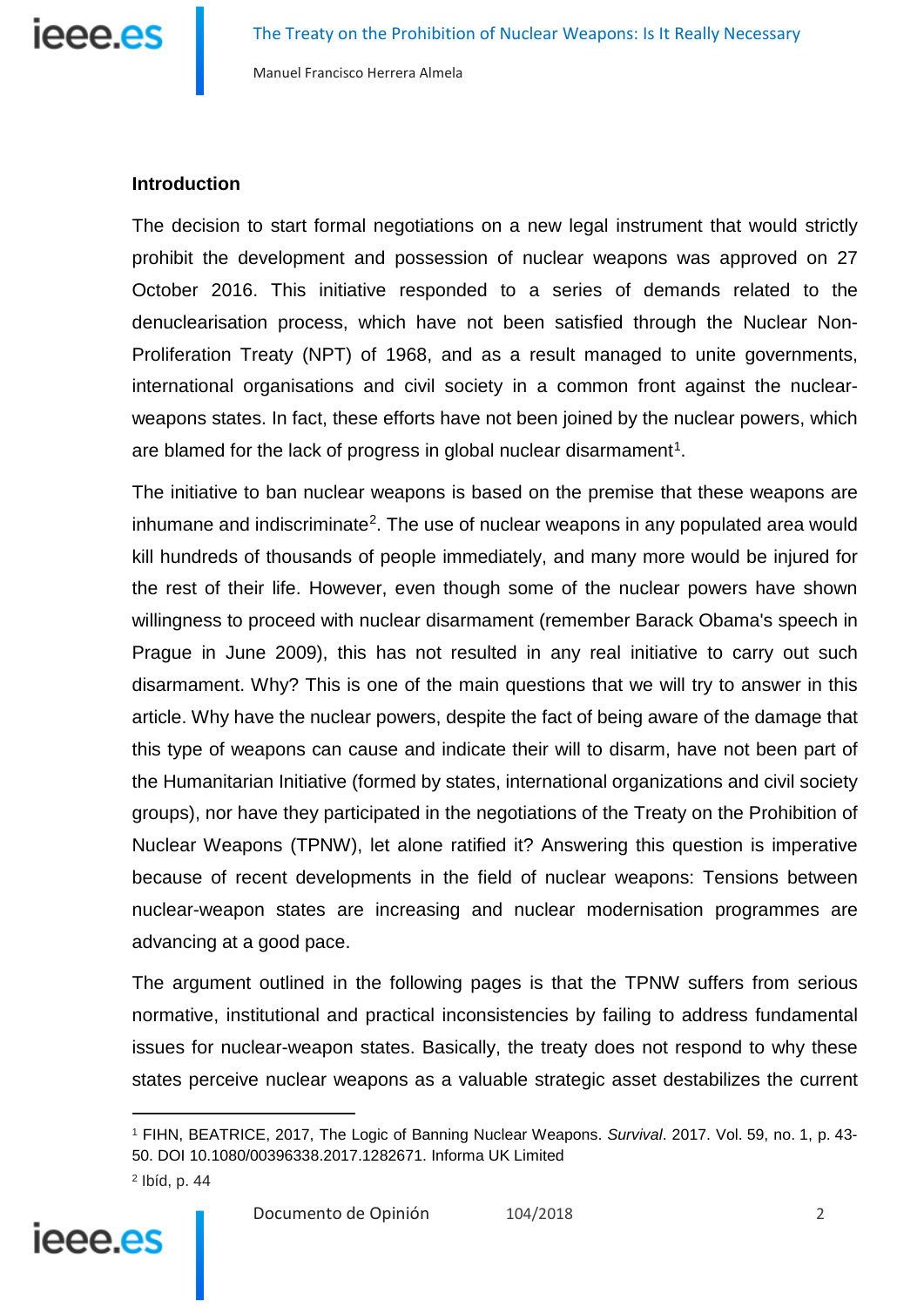## Introduction

The decision to start formal negotiations on a new legal instrument that would strictly prohibit the development and possession of nuclear weapons was approved on 27 October 2016. This initiative responded to a series of demands related to the denuclearisation process, which have not been satisfied through the Nuclear Non-Proliferation Treaty (NPT) of 1968, and as a result managed to unite governments, international organisations and civil society in a common front against the nuclear-weapons states. In fact, these efforts have not been joined by the nuclear powers, which are blamed for the lack of progress in global nuclear disarmament[1].

The initiative to ban nuclear weapons is based on the premise that these weapons are inhumane and indiscriminate[2]. The use of nuclear weapons in any populated area would kill hundreds of thousands of people immediately, and many more would be injured for the rest of their life. However, even though some of the nuclear powers have shown willingness to proceed with nuclear disarmament (remember Barack Obama's speech in Prague in June 2009), this has not resulted in any real initiative to carry out such disarmament. Why? This is one of the main questions that we will try to answer in this article. Why have the nuclear powers, despite the fact of being aware of the damage that this type of weapons can cause and indicate their will to disarm, have not been part of the Humanitarian Initiative (formed by states, international organizations and civil society groups), nor have they participated in the negotiations of the Treaty on the Prohibition of Nuclear Weapons (TPNW), let alone ratified it? Answering this question is imperative because of recent developments in the field of nuclear weapons: Tensions between nuclear-weapon states are increasing and nuclear modernisation programmes are advancing at a good pace.

The argument outlined in the following pages is that the TPNW suffers from serious normative, institutional and practical inconsistencies by failing to address fundamental issues for nuclear-weapon states. Basically, the treaty does not respond to why these states perceive nuclear weapons as a valuable strategic asset destabilizes the current

---

[1] FIHN, BEATRICE, 2017, The Logic of Banning Nuclear Weapons. *Survival*. 2017. Vol. 59, no. 1, p. 43-50. DOI 10.1080/00396338.2017.1282671. Informa UK Limited

[2] Ibíd, p. 44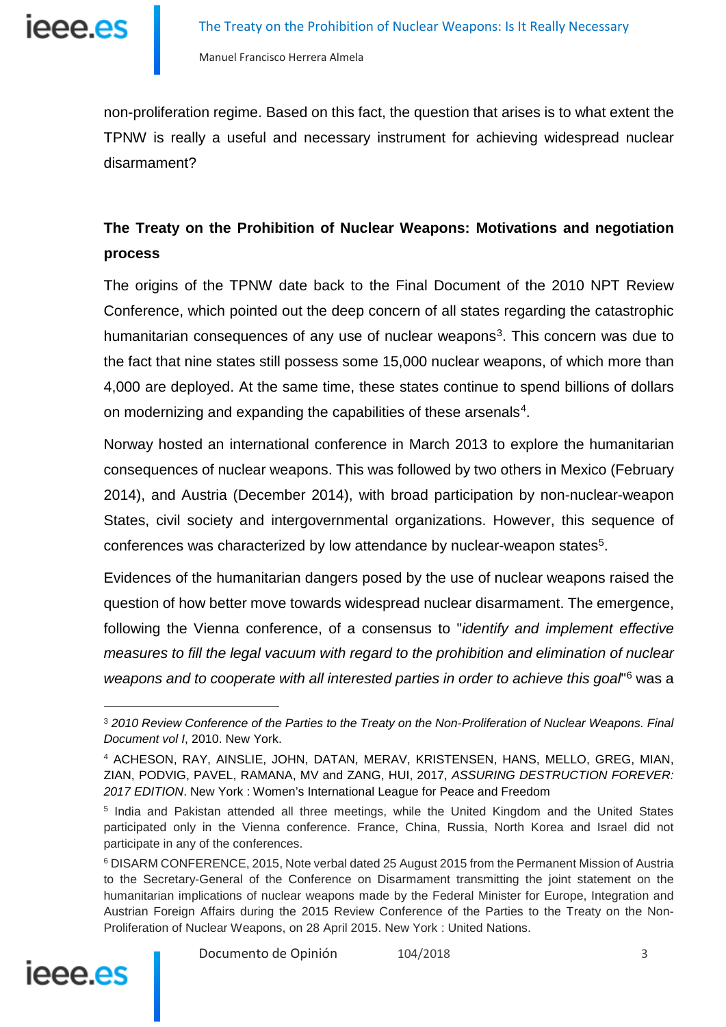non-proliferation regime. Based on this fact, the question that arises is to what extent the TPNW is really a useful and necessary instrument for achieving widespread nuclear disarmament?

## The Treaty on the Prohibition of Nuclear Weapons: Motivations and negotiation process

The origins of the TPNW date back to the Final Document of the 2010 NPT Review Conference, which pointed out the deep concern of all states regarding the catastrophic humanitarian consequences of any use of nuclear weapons[3]. This concern was due to the fact that nine states still possess some 15,000 nuclear weapons, of which more than 4,000 are deployed. At the same time, these states continue to spend billions of dollars on modernizing and expanding the capabilities of these arsenals[4].

Norway hosted an international conference in March 2013 to explore the humanitarian consequences of nuclear weapons. This was followed by two others in Mexico (February 2014), and Austria (December 2014), with broad participation by non-nuclear-weapon States, civil society and intergovernmental organizations. However, this sequence of conferences was characterized by low attendance by nuclear-weapon states[5].

Evidences of the humanitarian dangers posed by the use of nuclear weapons raised the question of how better move towards widespread nuclear disarmament. The emergence, following the Vienna conference, of a consensus to "*identify and implement effective measures to fill the legal vacuum with regard to the prohibition and elimination of nuclear weapons and to cooperate with all interested parties in order to achieve this goal*"[6] was a

---

[3] *2010 Review Conference of the Parties to the Treaty on the Non-Proliferation of Nuclear Weapons. Final Document vol I*, 2010. New York.

[4] ACHESON, RAY, AINSLIE, JOHN, DATAN, MERAV, KRISTENSEN, HANS, MELLO, GREG, MIAN, ZIAN, PODVIG, PAVEL, RAMANA, MV and ZANG, HUI, 2017, *ASSURING DESTRUCTION FOREVER: 2017 EDITION*. New York : Women's International League for Peace and Freedom

[5] India and Pakistan attended all three meetings, while the United Kingdom and the United States participated only in the Vienna conference. France, China, Russia, North Korea and Israel did not participate in any of the conferences.

[6] DISARM CONFERENCE, 2015, Note verbal dated 25 August 2015 from the Permanent Mission of Austria to the Secretary-General of the Conference on Disarmament transmitting the joint statement on the humanitarian implications of nuclear weapons made by the Federal Minister for Europe, Integration and Austrian Foreign Affairs during the 2015 Review Conference of the Parties to the Treaty on the Non-Proliferation of Nuclear Weapons, on 28 April 2015. New York : United Nations.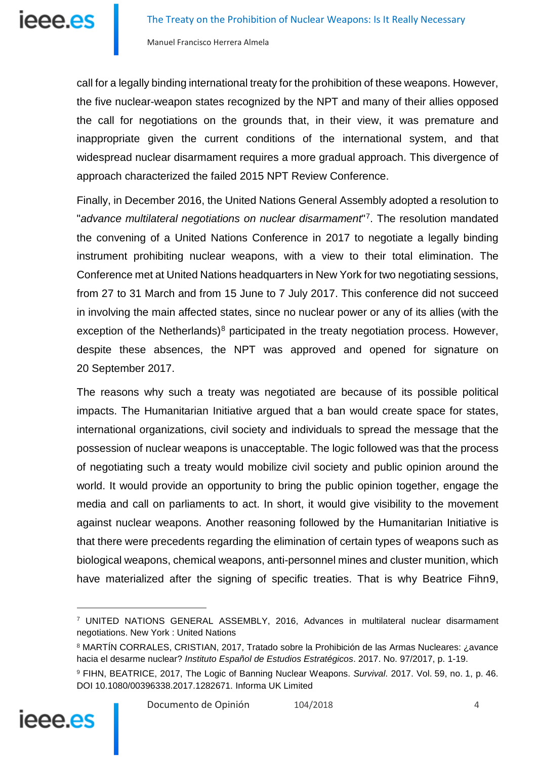call for a legally binding international treaty for the prohibition of these weapons. However, the five nuclear-weapon states recognized by the NPT and many of their allies opposed the call for negotiations on the grounds that, in their view, it was premature and inappropriate given the current conditions of the international system, and that widespread nuclear disarmament requires a more gradual approach. This divergence of approach characterized the failed 2015 NPT Review Conference.

Finally, in December 2016, the United Nations General Assembly adopted a resolution to "*advance multilateral negotiations on nuclear disarmament*"[7]. The resolution mandated the convening of a United Nations Conference in 2017 to negotiate a legally binding instrument prohibiting nuclear weapons, with a view to their total elimination. The Conference met at United Nations headquarters in New York for two negotiating sessions, from 27 to 31 March and from 15 June to 7 July 2017. This conference did not succeed in involving the main affected states, since no nuclear power or any of its allies (with the exception of the Netherlands)[8] participated in the treaty negotiation process. However, despite these absences, the NPT was approved and opened for signature on 20 September 2017.

The reasons why such a treaty was negotiated are because of its possible political impacts. The Humanitarian Initiative argued that a ban would create space for states, international organizations, civil society and individuals to spread the message that the possession of nuclear weapons is unacceptable. The logic followed was that the process of negotiating such a treaty would mobilize civil society and public opinion around the world. It would provide an opportunity to bring the public opinion together, engage the media and call on parliaments to act. In short, it would give visibility to the movement against nuclear weapons. Another reasoning followed by the Humanitarian Initiative is that there were precedents regarding the elimination of certain types of weapons such as biological weapons, chemical weapons, anti-personnel mines and cluster munition, which have materialized after the signing of specific treaties. That is why Beatrice Fihn9,

---

[7] UNITED NATIONS GENERAL ASSEMBLY, 2016, Advances in multilateral nuclear disarmament negotiations. New York : United Nations

[8] MARTÍN CORRALES, CRISTIAN, 2017, Tratado sobre la Prohibición de las Armas Nucleares: ¿avance hacia el desarme nuclear? *Instituto Español de Estudios Estratégicos*. 2017. No. 97/2017, p. 1-19.

[9] FIHN, BEATRICE, 2017, The Logic of Banning Nuclear Weapons. *Survival*. 2017. Vol. 59, no. 1, p. 46. DOI 10.1080/00396338.2017.1282671. Informa UK Limited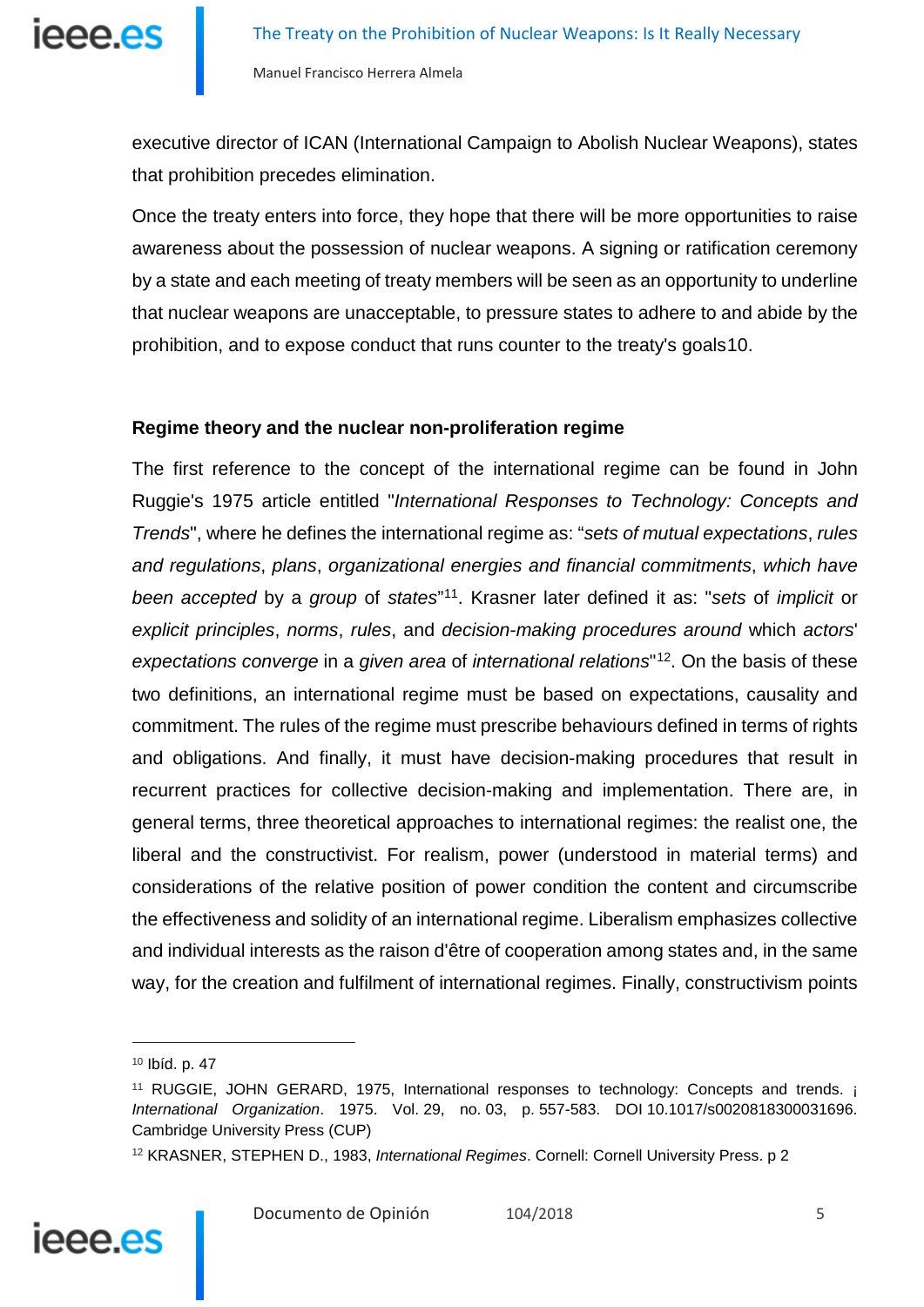executive director of ICAN (International Campaign to Abolish Nuclear Weapons), states that prohibition precedes elimination.

Once the treaty enters into force, they hope that there will be more opportunities to raise awareness about the possession of nuclear weapons. A signing or ratification ceremony by a state and each meeting of treaty members will be seen as an opportunity to underline that nuclear weapons are unacceptable, to pressure states to adhere to and abide by the prohibition, and to expose conduct that runs counter to the treaty's goals10.

### Regime theory and the nuclear non-proliferation regime

The first reference to the concept of the international regime can be found in John Ruggie's 1975 article entitled "*International Responses to Technology: Concepts and Trends*", where he defines the international regime as: "*sets of mutual expectations*, *rules and regulations*, *plans*, *organizational energies and financial commitments*, *which have been accepted* by a *group* of *states*"[11]. Krasner later defined it as: "*sets* of *implicit* or *explicit principles*, *norms*, *rules*, and *decision-making procedures around* which *actors*' *expectations converge* in a *given area* of *international relations*"[12]. On the basis of these two definitions, an international regime must be based on expectations, causality and commitment. The rules of the regime must prescribe behaviours defined in terms of rights and obligations. And finally, it must have decision-making procedures that result in recurrent practices for collective decision-making and implementation. There are, in general terms, three theoretical approaches to international regimes: the realist one, the liberal and the constructivist. For realism, power (understood in material terms) and considerations of the relative position of power condition the content and circumscribe the effectiveness and solidity of an international regime. Liberalism emphasizes collective and individual interests as the raison d'être of cooperation among states and, in the same way, for the creation and fulfilment of international regimes. Finally, constructivism points

---

[10] Ibíd. p. 47

[11] RUGGIE, JOHN GERARD, 1975, International responses to technology: Concepts and trends. ¡ *International Organization*. 1975. Vol. 29, no. 03, p. 557-583. DOI 10.1017/s0020818300031696. Cambridge University Press (CUP)

[12] KRASNER, STEPHEN D., 1983, *International Regimes*. Cornell: Cornell University Press. p 2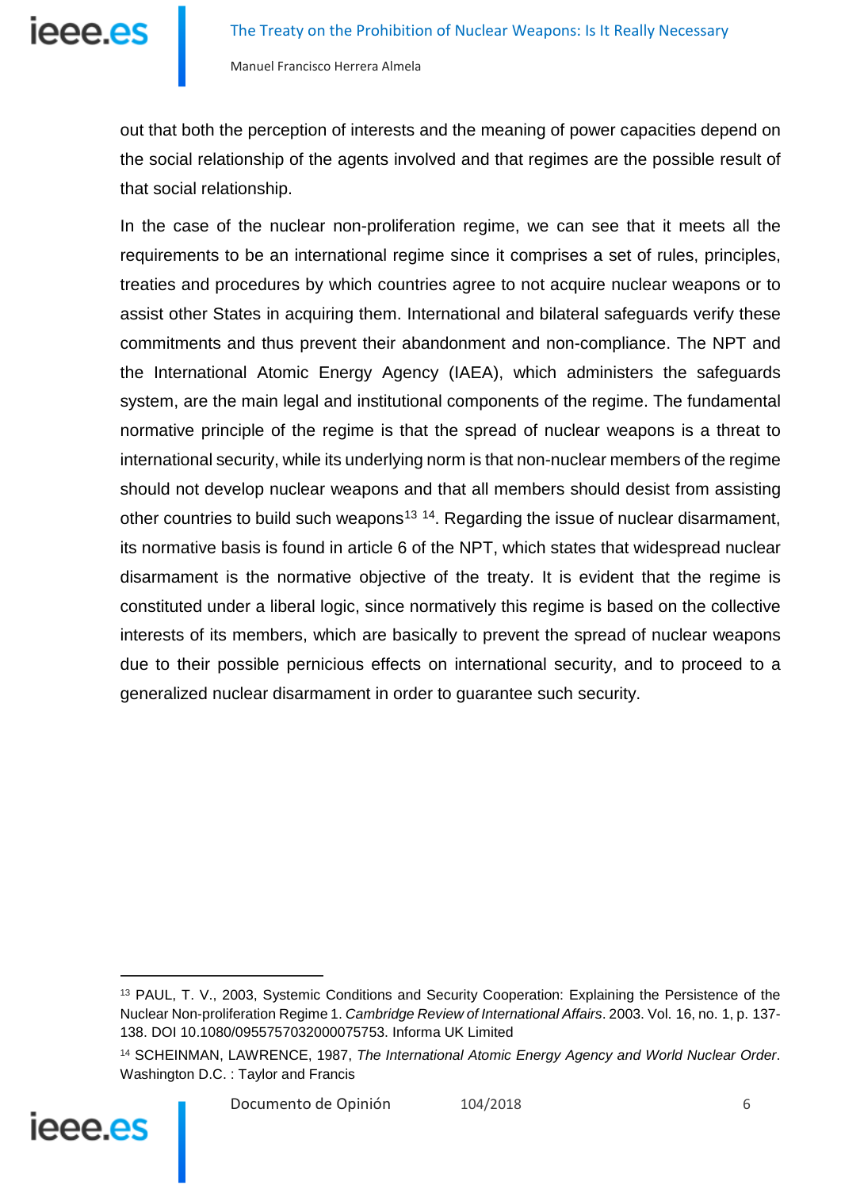out that both the perception of interests and the meaning of power capacities depend on the social relationship of the agents involved and that regimes are the possible result of that social relationship.

In the case of the nuclear non-proliferation regime, we can see that it meets all the requirements to be an international regime since it comprises a set of rules, principles, treaties and procedures by which countries agree to not acquire nuclear weapons or to assist other States in acquiring them. International and bilateral safeguards verify these commitments and thus prevent their abandonment and non-compliance. The NPT and the International Atomic Energy Agency (IAEA), which administers the safeguards system, are the main legal and institutional components of the regime. The fundamental normative principle of the regime is that the spread of nuclear weapons is a threat to international security, while its underlying norm is that non-nuclear members of the regime should not develop nuclear weapons and that all members should desist from assisting other countries to build such weapons[13] [14]. Regarding the issue of nuclear disarmament, its normative basis is found in article 6 of the NPT, which states that widespread nuclear disarmament is the normative objective of the treaty. It is evident that the regime is constituted under a liberal logic, since normatively this regime is based on the collective interests of its members, which are basically to prevent the spread of nuclear weapons due to their possible pernicious effects on international security, and to proceed to a generalized nuclear disarmament in order to guarantee such security.

---

[13] PAUL, T. V., 2003, Systemic Conditions and Security Cooperation: Explaining the Persistence of the Nuclear Non-proliferation Regime 1. *Cambridge Review of International Affairs*. 2003. Vol. 16, no. 1, p. 137-138. DOI 10.1080/0955757032000075753. Informa UK Limited

[14] SCHEINMAN, LAWRENCE, 1987, *The International Atomic Energy Agency and World Nuclear Order*. Washington D.C. : Taylor and Francis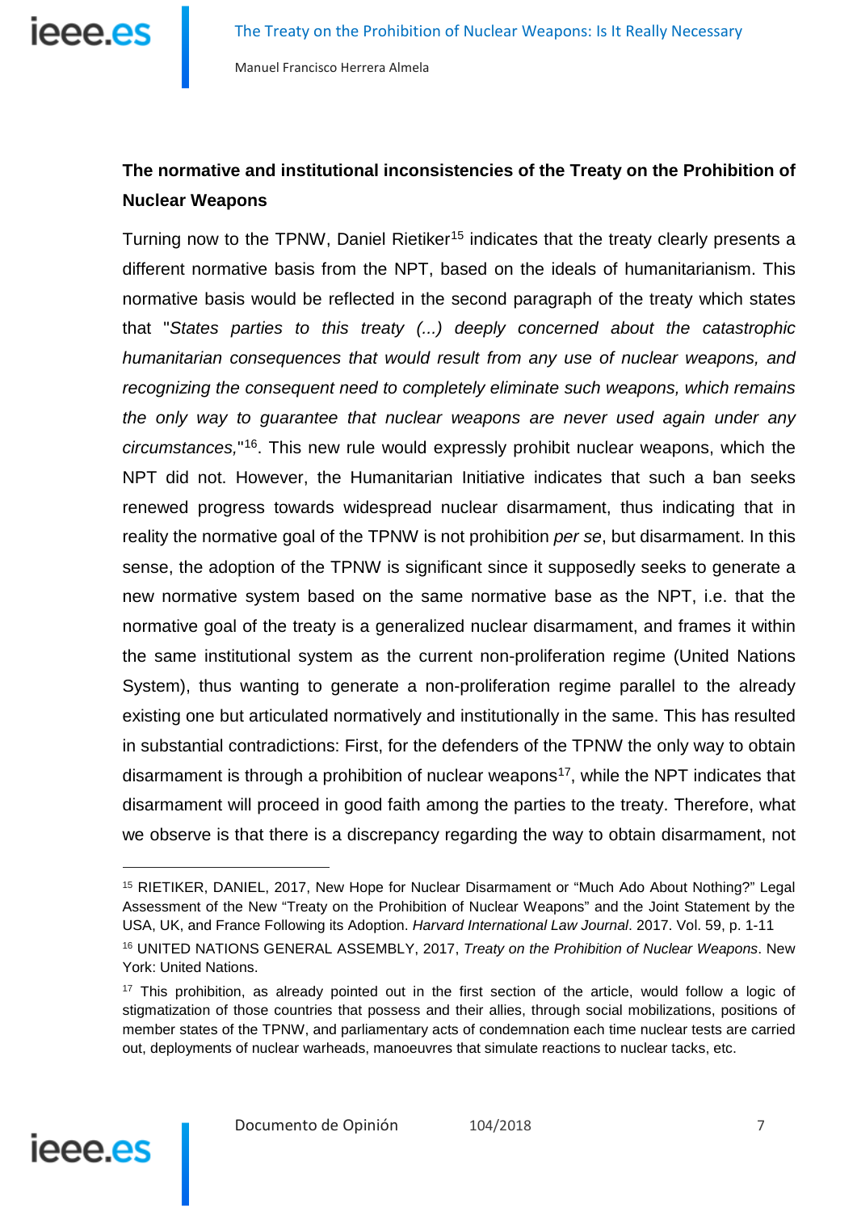**The normative and institutional inconsistencies of the Treaty on the Prohibition of Nuclear Weapons**

Turning now to the TPNW, Daniel Rietiker[15] indicates that the treaty clearly presents a different normative basis from the NPT, based on the ideals of humanitarianism. This normative basis would be reflected in the second paragraph of the treaty which states that "*States parties to this treaty (...) deeply concerned about the catastrophic humanitarian consequences that would result from any use of nuclear weapons, and recognizing the consequent need to completely eliminate such weapons, which remains the only way to guarantee that nuclear weapons are never used again under any circumstances,*"[16]. This new rule would expressly prohibit nuclear weapons, which the NPT did not. However, the Humanitarian Initiative indicates that such a ban seeks renewed progress towards widespread nuclear disarmament, thus indicating that in reality the normative goal of the TPNW is not prohibition *per se*, but disarmament. In this sense, the adoption of the TPNW is significant since it supposedly seeks to generate a new normative system based on the same normative base as the NPT, i.e. that the normative goal of the treaty is a generalized nuclear disarmament, and frames it within the same institutional system as the current non-proliferation regime (United Nations System), thus wanting to generate a non-proliferation regime parallel to the already existing one but articulated normatively and institutionally in the same. This has resulted in substantial contradictions: First, for the defenders of the TPNW the only way to obtain disarmament is through a prohibition of nuclear weapons[17], while the NPT indicates that disarmament will proceed in good faith among the parties to the treaty. Therefore, what we observe is that there is a discrepancy regarding the way to obtain disarmament, not

---

[15] RIETIKER, DANIEL, 2017, New Hope for Nuclear Disarmament or "Much Ado About Nothing?" Legal Assessment of the New "Treaty on the Prohibition of Nuclear Weapons" and the Joint Statement by the USA, UK, and France Following its Adoption. *Harvard International Law Journal*. 2017. Vol. 59, p. 1-11

[16] UNITED NATIONS GENERAL ASSEMBLY, 2017, *Treaty on the Prohibition of Nuclear Weapons*. New York: United Nations.

[17] This prohibition, as already pointed out in the first section of the article, would follow a logic of stigmatization of those countries that possess and their allies, through social mobilizations, positions of member states of the TPNW, and parliamentary acts of condemnation each time nuclear tests are carried out, deployments of nuclear warheads, manoeuvres that simulate reactions to nuclear tacks, etc.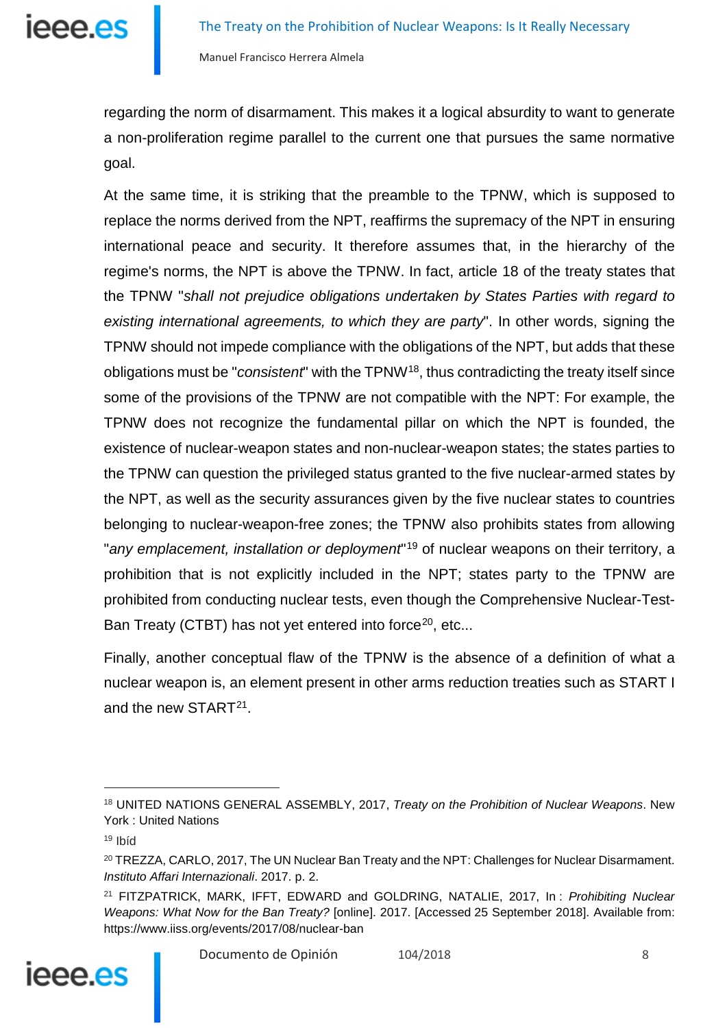regarding the norm of disarmament. This makes it a logical absurdity to want to generate a non-proliferation regime parallel to the current one that pursues the same normative goal.

At the same time, it is striking that the preamble to the TPNW, which is supposed to replace the norms derived from the NPT, reaffirms the supremacy of the NPT in ensuring international peace and security. It therefore assumes that, in the hierarchy of the regime's norms, the NPT is above the TPNW. In fact, article 18 of the treaty states that the TPNW "*shall not prejudice obligations undertaken by States Parties with regard to existing international agreements, to which they are party*". In other words, signing the TPNW should not impede compliance with the obligations of the NPT, but adds that these obligations must be "*consistent*" with the TPNW[18], thus contradicting the treaty itself since some of the provisions of the TPNW are not compatible with the NPT: For example, the TPNW does not recognize the fundamental pillar on which the NPT is founded, the existence of nuclear-weapon states and non-nuclear-weapon states; the states parties to the TPNW can question the privileged status granted to the five nuclear-armed states by the NPT, as well as the security assurances given by the five nuclear states to countries belonging to nuclear-weapon-free zones; the TPNW also prohibits states from allowing "*any emplacement, installation or deployment*"[19] of nuclear weapons on their territory, a prohibition that is not explicitly included in the NPT; states party to the TPNW are prohibited from conducting nuclear tests, even though the Comprehensive Nuclear-Test-Ban Treaty (CTBT) has not yet entered into force[20], etc...

Finally, another conceptual flaw of the TPNW is the absence of a definition of what a nuclear weapon is, an element present in other arms reduction treaties such as START I and the new START[21].

---

[18] UNITED NATIONS GENERAL ASSEMBLY, 2017, *Treaty on the Prohibition of Nuclear Weapons*. New York : United Nations

[19] Ibíd

[20] TREZZA, CARLO, 2017, The UN Nuclear Ban Treaty and the NPT: Challenges for Nuclear Disarmament. *Instituto Affari Internazionali*. 2017. p. 2.

[21] FITZPATRICK, MARK, IFFT, EDWARD and GOLDRING, NATALIE, 2017, In : *Prohibiting Nuclear Weapons: What Now for the Ban Treaty?* [online]. 2017. [Accessed 25 September 2018]. Available from: https://www.iiss.org/events/2017/08/nuclear-ban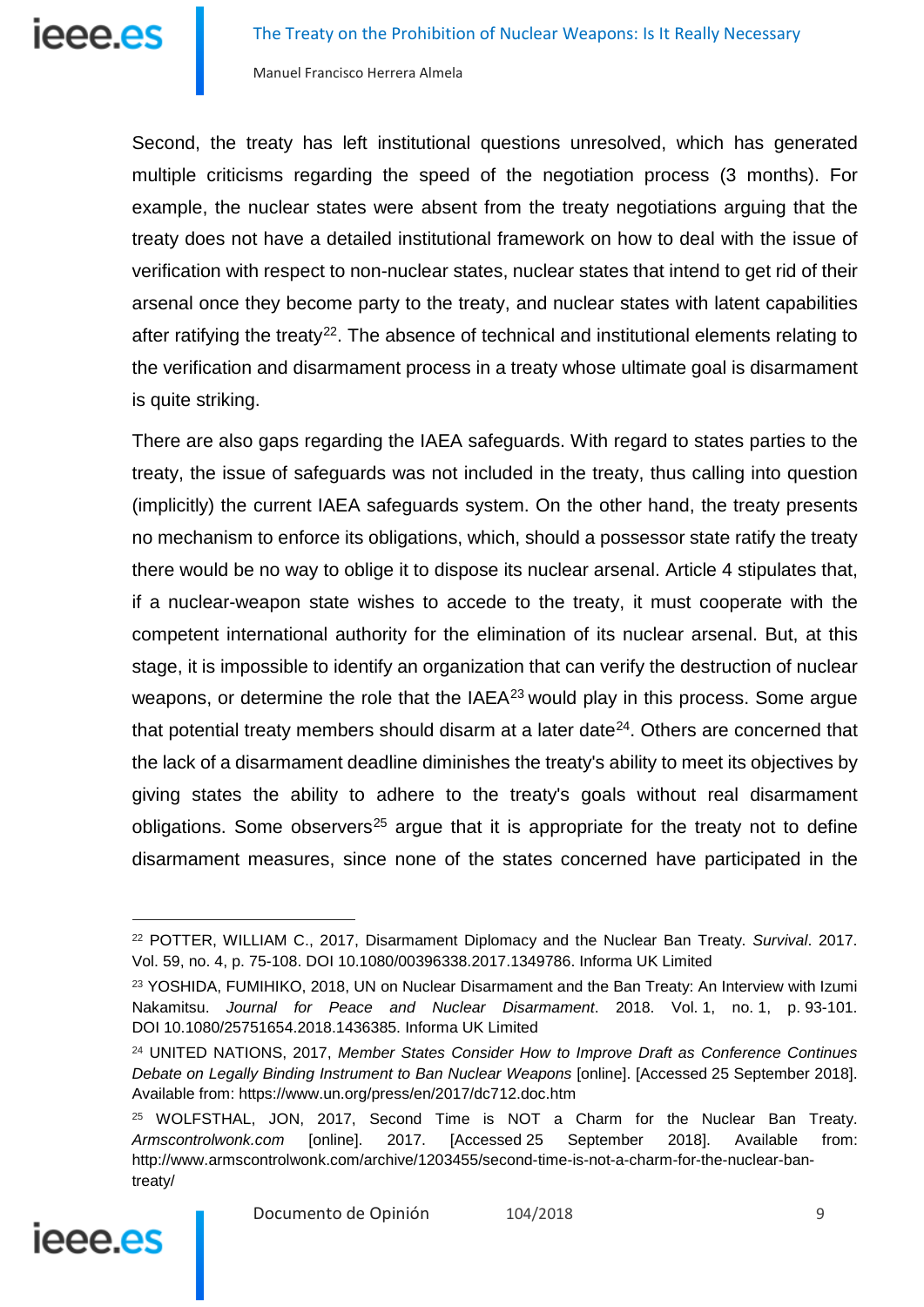Second, the treaty has left institutional questions unresolved, which has generated multiple criticisms regarding the speed of the negotiation process (3 months). For example, the nuclear states were absent from the treaty negotiations arguing that the treaty does not have a detailed institutional framework on how to deal with the issue of verification with respect to non-nuclear states, nuclear states that intend to get rid of their arsenal once they become party to the treaty, and nuclear states with latent capabilities after ratifying the treaty[22]. The absence of technical and institutional elements relating to the verification and disarmament process in a treaty whose ultimate goal is disarmament is quite striking.

There are also gaps regarding the IAEA safeguards. With regard to states parties to the treaty, the issue of safeguards was not included in the treaty, thus calling into question (implicitly) the current IAEA safeguards system. On the other hand, the treaty presents no mechanism to enforce its obligations, which, should a possessor state ratify the treaty there would be no way to oblige it to dispose its nuclear arsenal. Article 4 stipulates that, if a nuclear-weapon state wishes to accede to the treaty, it must cooperate with the competent international authority for the elimination of its nuclear arsenal. But, at this stage, it is impossible to identify an organization that can verify the destruction of nuclear weapons, or determine the role that the IAEA[23] would play in this process. Some argue that potential treaty members should disarm at a later date[24]. Others are concerned that the lack of a disarmament deadline diminishes the treaty's ability to meet its objectives by giving states the ability to adhere to the treaty's goals without real disarmament obligations. Some observers[25] argue that it is appropriate for the treaty not to define disarmament measures, since none of the states concerned have participated in the

---

[22] POTTER, WILLIAM C., 2017, Disarmament Diplomacy and the Nuclear Ban Treaty. *Survival*. 2017. Vol. 59, no. 4, p. 75-108. DOI 10.1080/00396338.2017.1349786. Informa UK Limited

[23] YOSHIDA, FUMIHIKO, 2018, UN on Nuclear Disarmament and the Ban Treaty: An Interview with Izumi Nakamitsu. *Journal for Peace and Nuclear Disarmament*. 2018. Vol. 1, no. 1, p. 93-101. DOI 10.1080/25751654.2018.1436385. Informa UK Limited

[24] UNITED NATIONS, 2017, *Member States Consider How to Improve Draft as Conference Continues Debate on Legally Binding Instrument to Ban Nuclear Weapons* [online]. [Accessed 25 September 2018]. Available from: https://www.un.org/press/en/2017/dc712.doc.htm

[25] WOLFSTHAL, JON, 2017, Second Time is NOT a Charm for the Nuclear Ban Treaty. *Armscontrolwonk.com* [online]. 2017. [Accessed 25 September 2018]. Available from: http://www.armscontrolwonk.com/archive/1203455/second-time-is-not-a-charm-for-the-nuclear-ban-treaty/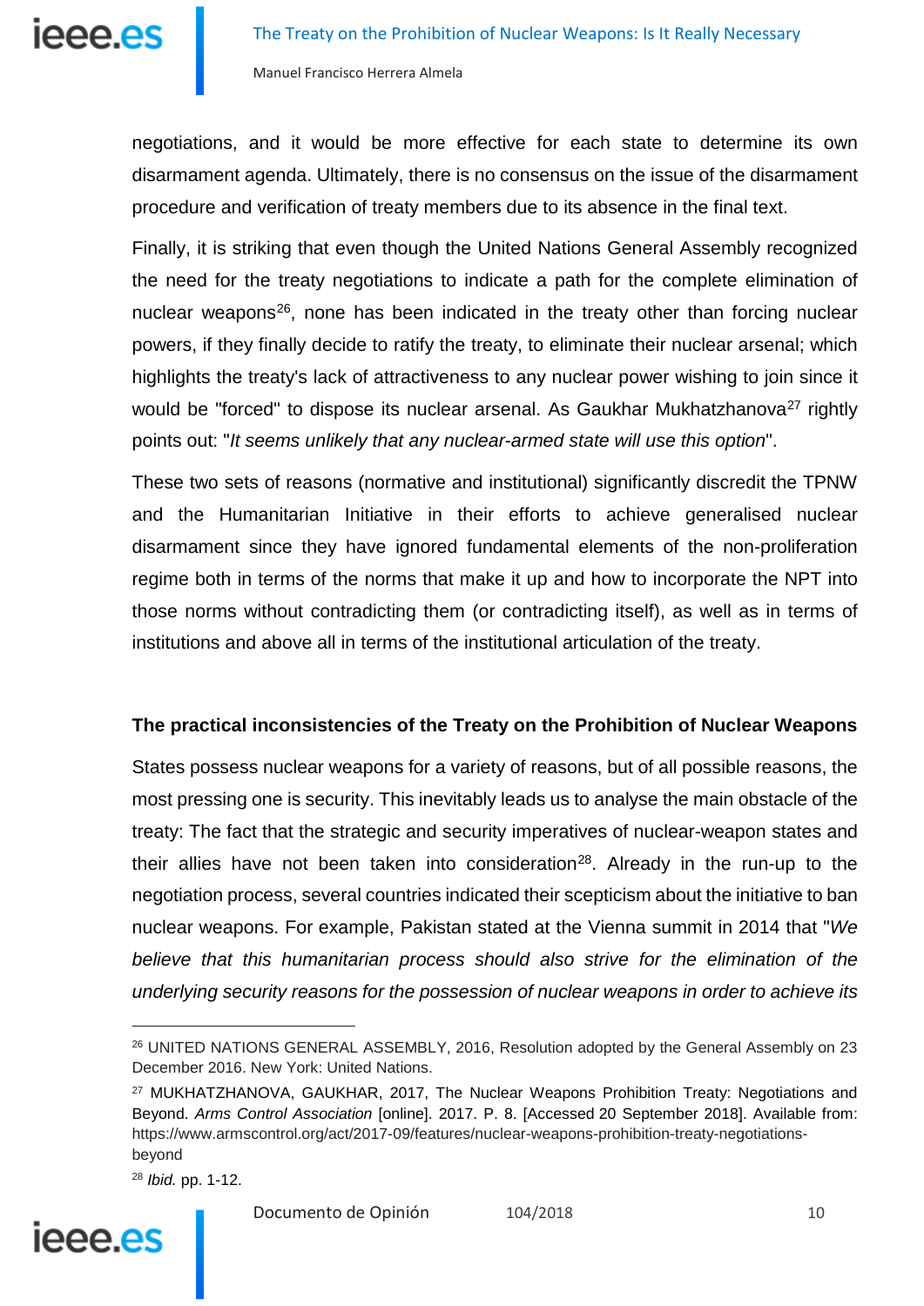negotiations, and it would be more effective for each state to determine its own disarmament agenda. Ultimately, there is no consensus on the issue of the disarmament procedure and verification of treaty members due to its absence in the final text.

Finally, it is striking that even though the United Nations General Assembly recognized the need for the treaty negotiations to indicate a path for the complete elimination of nuclear weapons[26], none has been indicated in the treaty other than forcing nuclear powers, if they finally decide to ratify the treaty, to eliminate their nuclear arsenal; which highlights the treaty's lack of attractiveness to any nuclear power wishing to join since it would be "forced" to dispose its nuclear arsenal. As Gaukhar Mukhatzhanova[27] rightly points out: "*It seems unlikely that any nuclear-armed state will use this option*".

These two sets of reasons (normative and institutional) significantly discredit the TPNW and the Humanitarian Initiative in their efforts to achieve generalised nuclear disarmament since they have ignored fundamental elements of the non-proliferation regime both in terms of the norms that make it up and how to incorporate the NPT into those norms without contradicting them (or contradicting itself), as well as in terms of institutions and above all in terms of the institutional articulation of the treaty.

## The practical inconsistencies of the Treaty on the Prohibition of Nuclear Weapons

States possess nuclear weapons for a variety of reasons, but of all possible reasons, the most pressing one is security. This inevitably leads us to analyse the main obstacle of the treaty: The fact that the strategic and security imperatives of nuclear-weapon states and their allies have not been taken into consideration[28]. Already in the run-up to the negotiation process, several countries indicated their scepticism about the initiative to ban nuclear weapons. For example, Pakistan stated at the Vienna summit in 2014 that "*We believe that this humanitarian process should also strive for the elimination of the underlying security reasons for the possession of nuclear weapons in order to achieve its*

---

[26] UNITED NATIONS GENERAL ASSEMBLY, 2016, Resolution adopted by the General Assembly on 23 December 2016. New York: United Nations.

[27] MUKHATZHANOVA, GAUKHAR, 2017, The Nuclear Weapons Prohibition Treaty: Negotiations and Beyond. *Arms Control Association* [online]. 2017. P. 8. [Accessed 20 September 2018]. Available from: https://www.armscontrol.org/act/2017-09/features/nuclear-weapons-prohibition-treaty-negotiations-beyond

[28] *Ibid.* pp. 1-12.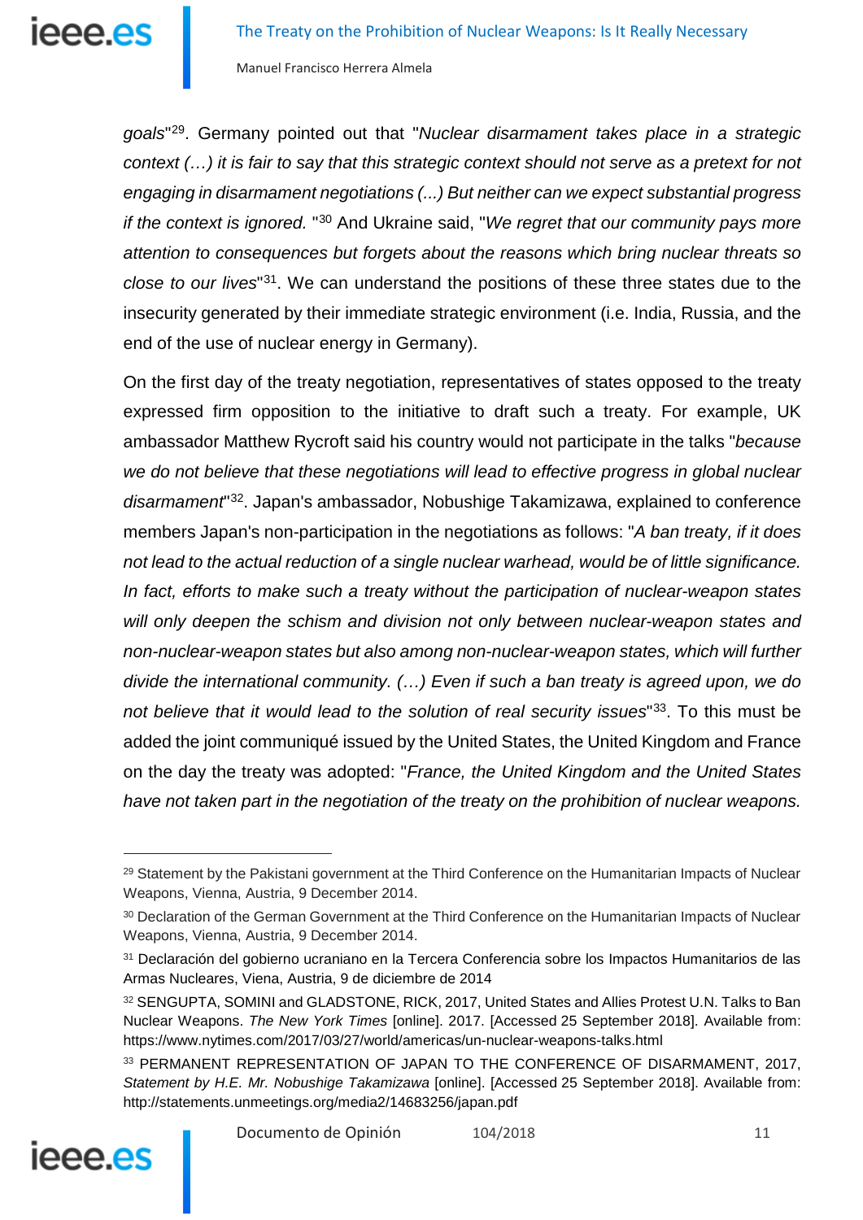*goals*"[29]. Germany pointed out that "*Nuclear disarmament takes place in a strategic context (…) it is fair to say that this strategic context should not serve as a pretext for not engaging in disarmament negotiations (...) But neither can we expect substantial progress if the context is ignored.* "[30] And Ukraine said, "*We regret that our community pays more attention to consequences but forgets about the reasons which bring nuclear threats so close to our lives*"[31]. We can understand the positions of these three states due to the insecurity generated by their immediate strategic environment (i.e. India, Russia, and the end of the use of nuclear energy in Germany).

On the first day of the treaty negotiation, representatives of states opposed to the treaty expressed firm opposition to the initiative to draft such a treaty. For example, UK ambassador Matthew Rycroft said his country would not participate in the talks "*because we do not believe that these negotiations will lead to effective progress in global nuclear disarmament*"[32]. Japan's ambassador, Nobushige Takamizawa, explained to conference members Japan's non-participation in the negotiations as follows: "*A ban treaty, if it does not lead to the actual reduction of a single nuclear warhead, would be of little significance. In fact, efforts to make such a treaty without the participation of nuclear-weapon states will only deepen the schism and division not only between nuclear-weapon states and non-nuclear-weapon states but also among non-nuclear-weapon states, which will further divide the international community. (…) Even if such a ban treaty is agreed upon, we do not believe that it would lead to the solution of real security issues*"[33]. To this must be added the joint communiqué issued by the United States, the United Kingdom and France on the day the treaty was adopted: "*France, the United Kingdom and the United States have not taken part in the negotiation of the treaty on the prohibition of nuclear weapons.*

---

[29] Statement by the Pakistani government at the Third Conference on the Humanitarian Impacts of Nuclear Weapons, Vienna, Austria, 9 December 2014.

[30] Declaration of the German Government at the Third Conference on the Humanitarian Impacts of Nuclear Weapons, Vienna, Austria, 9 December 2014.

[31] Declaración del gobierno ucraniano en la Tercera Conferencia sobre los Impactos Humanitarios de las Armas Nucleares, Viena, Austria, 9 de diciembre de 2014

[32] SENGUPTA, SOMINI and GLADSTONE, RICK, 2017, United States and Allies Protest U.N. Talks to Ban Nuclear Weapons. *The New York Times* [online]. 2017. [Accessed 25 September 2018]. Available from: https://www.nytimes.com/2017/03/27/world/americas/un-nuclear-weapons-talks.html

[33] PERMANENT REPRESENTATION OF JAPAN TO THE CONFERENCE OF DISARMAMENT, 2017, *Statement by H.E. Mr. Nobushige Takamizawa* [online]. [Accessed 25 September 2018]. Available from: http://statements.unmeetings.org/media2/14683256/japan.pdf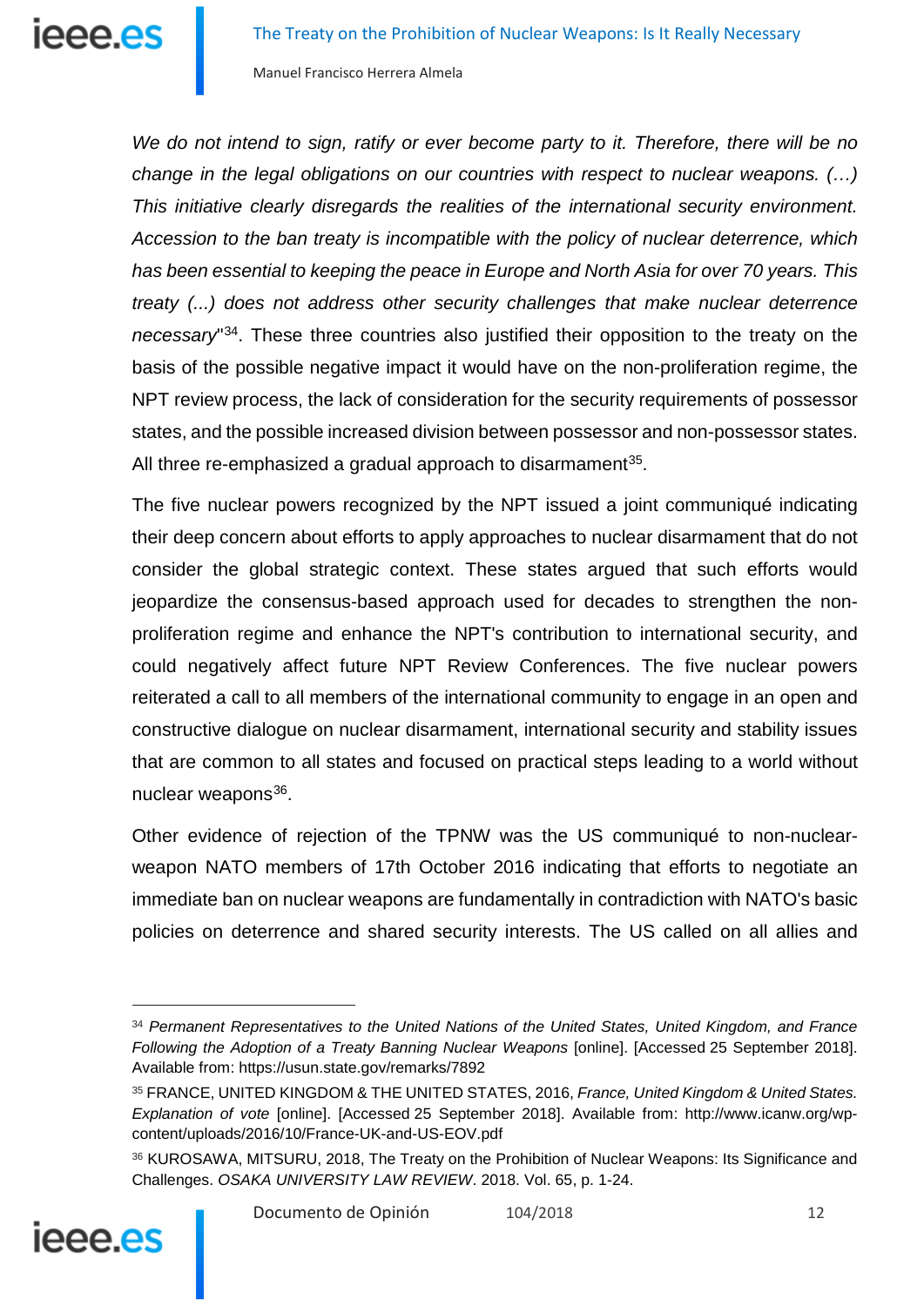*We do not intend to sign, ratify or ever become party to it. Therefore, there will be no change in the legal obligations on our countries with respect to nuclear weapons. (…) This initiative clearly disregards the realities of the international security environment. Accession to the ban treaty is incompatible with the policy of nuclear deterrence, which has been essential to keeping the peace in Europe and North Asia for over 70 years. This treaty (...) does not address other security challenges that make nuclear deterrence necessary*"[34]. These three countries also justified their opposition to the treaty on the basis of the possible negative impact it would have on the non-proliferation regime, the NPT review process, the lack of consideration for the security requirements of possessor states, and the possible increased division between possessor and non-possessor states. All three re-emphasized a gradual approach to disarmament[35].

The five nuclear powers recognized by the NPT issued a joint communiqué indicating their deep concern about efforts to apply approaches to nuclear disarmament that do not consider the global strategic context. These states argued that such efforts would jeopardize the consensus-based approach used for decades to strengthen the non-proliferation regime and enhance the NPT's contribution to international security, and could negatively affect future NPT Review Conferences. The five nuclear powers reiterated a call to all members of the international community to engage in an open and constructive dialogue on nuclear disarmament, international security and stability issues that are common to all states and focused on practical steps leading to a world without nuclear weapons[36].

Other evidence of rejection of the TPNW was the US communiqué to non-nuclear-weapon NATO members of 17th October 2016 indicating that efforts to negotiate an immediate ban on nuclear weapons are fundamentally in contradiction with NATO's basic policies on deterrence and shared security interests. The US called on all allies and

---

[34] *Permanent Representatives to the United Nations of the United States, United Kingdom, and France Following the Adoption of a Treaty Banning Nuclear Weapons* [online]. [Accessed 25 September 2018]. Available from: https://usun.state.gov/remarks/7892

[35] FRANCE, UNITED KINGDOM & THE UNITED STATES, 2016, *France, United Kingdom & United States. Explanation of vote* [online]. [Accessed 25 September 2018]. Available from: http://www.icanw.org/wp-content/uploads/2016/10/France-UK-and-US-EOV.pdf

[36] KUROSAWA, MITSURU, 2018, The Treaty on the Prohibition of Nuclear Weapons: Its Significance and Challenges. *OSAKA UNIVERSITY LAW REVIEW*. 2018. Vol. 65, p. 1-24.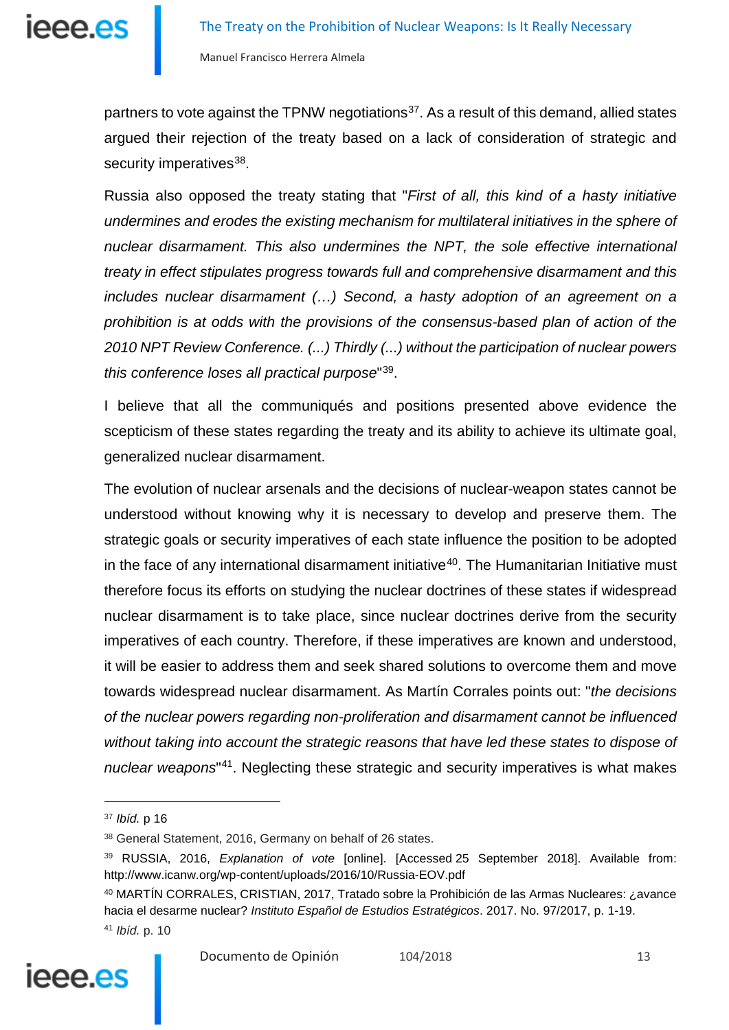partners to vote against the TPNW negotiations[37]. As a result of this demand, allied states argued their rejection of the treaty based on a lack of consideration of strategic and security imperatives[38].

Russia also opposed the treaty stating that "*First of all, this kind of a hasty initiative undermines and erodes the existing mechanism for multilateral initiatives in the sphere of nuclear disarmament. This also undermines the NPT, the sole effective international treaty in effect stipulates progress towards full and comprehensive disarmament and this includes nuclear disarmament (…) Second, a hasty adoption of an agreement on a prohibition is at odds with the provisions of the consensus-based plan of action of the 2010 NPT Review Conference. (...) Thirdly (...) without the participation of nuclear powers this conference loses all practical purpose*"[39].

I believe that all the communiqués and positions presented above evidence the scepticism of these states regarding the treaty and its ability to achieve its ultimate goal, generalized nuclear disarmament.

The evolution of nuclear arsenals and the decisions of nuclear-weapon states cannot be understood without knowing why it is necessary to develop and preserve them. The strategic goals or security imperatives of each state influence the position to be adopted in the face of any international disarmament initiative[40]. The Humanitarian Initiative must therefore focus its efforts on studying the nuclear doctrines of these states if widespread nuclear disarmament is to take place, since nuclear doctrines derive from the security imperatives of each country. Therefore, if these imperatives are known and understood, it will be easier to address them and seek shared solutions to overcome them and move towards widespread nuclear disarmament. As Martín Corrales points out: "*the decisions of the nuclear powers regarding non-proliferation and disarmament cannot be influenced without taking into account the strategic reasons that have led these states to dispose of nuclear weapons*"[41]. Neglecting these strategic and security imperatives is what makes

---

[37] *Ibíd.* p 16

[38] General Statement, 2016, Germany on behalf of 26 states.

[39] RUSSIA, 2016, *Explanation of vote* [online]. [Accessed 25 September 2018]. Available from: http://www.icanw.org/wp-content/uploads/2016/10/Russia-EOV.pdf

[40] MARTÍN CORRALES, CRISTIAN, 2017, Tratado sobre la Prohibición de las Armas Nucleares: ¿avance hacia el desarme nuclear? *Instituto Español de Estudios Estratégicos*. 2017. No. 97/2017, p. 1-19.

[41] *Ibíd.* p. 10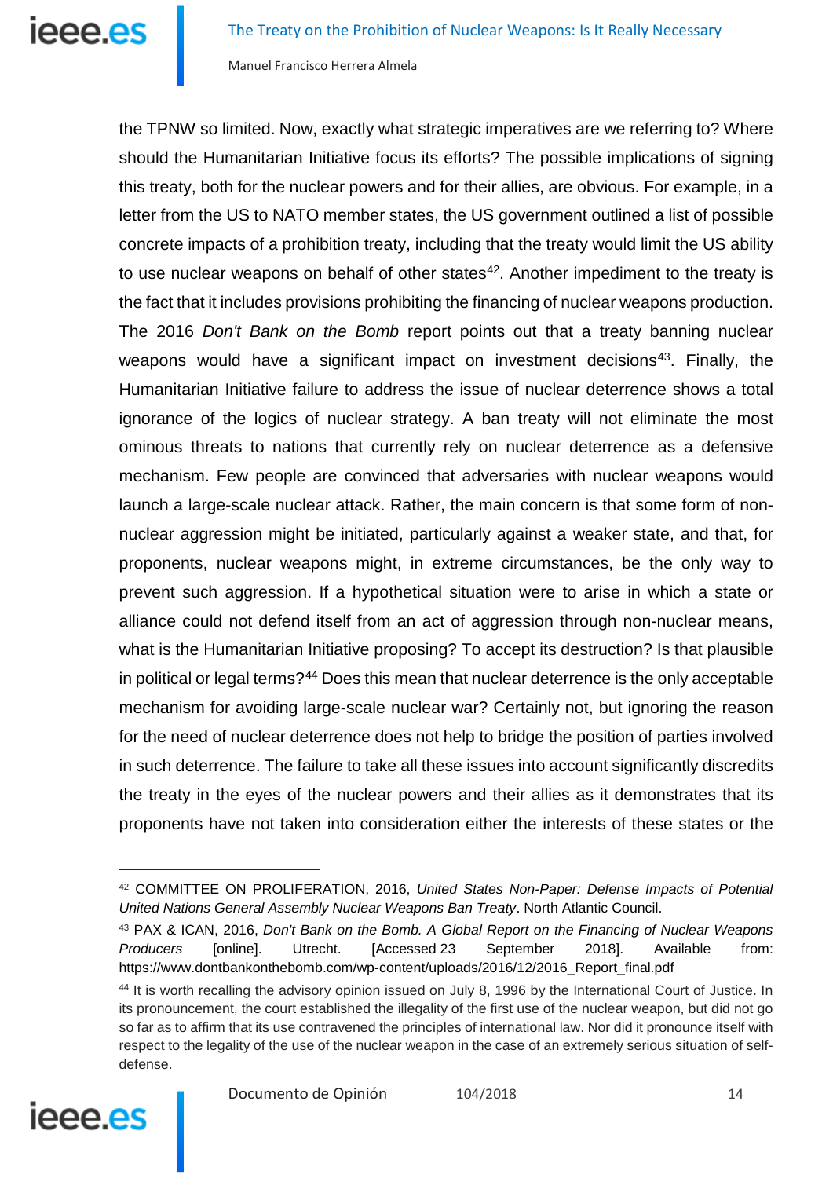the TPNW so limited. Now, exactly what strategic imperatives are we referring to? Where should the Humanitarian Initiative focus its efforts? The possible implications of signing this treaty, both for the nuclear powers and for their allies, are obvious. For example, in a letter from the US to NATO member states, the US government outlined a list of possible concrete impacts of a prohibition treaty, including that the treaty would limit the US ability to use nuclear weapons on behalf of other states[42]. Another impediment to the treaty is the fact that it includes provisions prohibiting the financing of nuclear weapons production. The 2016 *Don't Bank on the Bomb* report points out that a treaty banning nuclear weapons would have a significant impact on investment decisions[43]. Finally, the Humanitarian Initiative failure to address the issue of nuclear deterrence shows a total ignorance of the logics of nuclear strategy. A ban treaty will not eliminate the most ominous threats to nations that currently rely on nuclear deterrence as a defensive mechanism. Few people are convinced that adversaries with nuclear weapons would launch a large-scale nuclear attack. Rather, the main concern is that some form of non-nuclear aggression might be initiated, particularly against a weaker state, and that, for proponents, nuclear weapons might, in extreme circumstances, be the only way to prevent such aggression. If a hypothetical situation were to arise in which a state or alliance could not defend itself from an act of aggression through non-nuclear means, what is the Humanitarian Initiative proposing? To accept its destruction? Is that plausible in political or legal terms?[44] Does this mean that nuclear deterrence is the only acceptable mechanism for avoiding large-scale nuclear war? Certainly not, but ignoring the reason for the need of nuclear deterrence does not help to bridge the position of parties involved in such deterrence. The failure to take all these issues into account significantly discredits the treaty in the eyes of the nuclear powers and their allies as it demonstrates that its proponents have not taken into consideration either the interests of these states or the

---

[42] COMMITTEE ON PROLIFERATION, 2016, *United States Non-Paper: Defense Impacts of Potential United Nations General Assembly Nuclear Weapons Ban Treaty*. North Atlantic Council.

[43] PAX & ICAN, 2016, *Don't Bank on the Bomb. A Global Report on the Financing of Nuclear Weapons Producers* [online]. Utrecht. [Accessed 23 September 2018]. Available from: https://www.dontbankonthebomb.com/wp-content/uploads/2016/12/2016_Report_final.pdf

[44] It is worth recalling the advisory opinion issued on July 8, 1996 by the International Court of Justice. In its pronouncement, the court established the illegality of the first use of the nuclear weapon, but did not go so far as to affirm that its use contravened the principles of international law. Nor did it pronounce itself with respect to the legality of the use of the nuclear weapon in the case of an extremely serious situation of self-defense.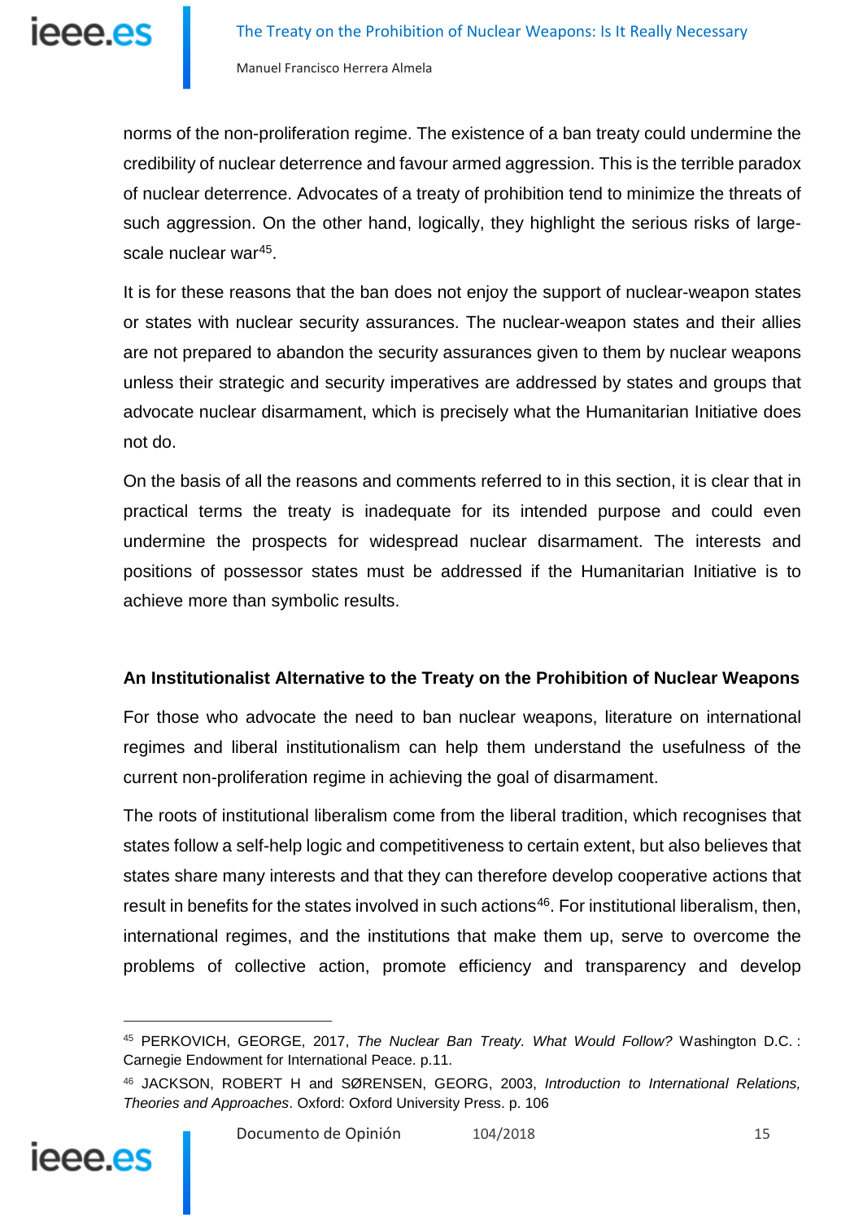norms of the non-proliferation regime. The existence of a ban treaty could undermine the credibility of nuclear deterrence and favour armed aggression. This is the terrible paradox of nuclear deterrence. Advocates of a treaty of prohibition tend to minimize the threats of such aggression. On the other hand, logically, they highlight the serious risks of large-scale nuclear war[45].

It is for these reasons that the ban does not enjoy the support of nuclear-weapon states or states with nuclear security assurances. The nuclear-weapon states and their allies are not prepared to abandon the security assurances given to them by nuclear weapons unless their strategic and security imperatives are addressed by states and groups that advocate nuclear disarmament, which is precisely what the Humanitarian Initiative does not do.

On the basis of all the reasons and comments referred to in this section, it is clear that in practical terms the treaty is inadequate for its intended purpose and could even undermine the prospects for widespread nuclear disarmament. The interests and positions of possessor states must be addressed if the Humanitarian Initiative is to achieve more than symbolic results.

## An Institutionalist Alternative to the Treaty on the Prohibition of Nuclear Weapons

For those who advocate the need to ban nuclear weapons, literature on international regimes and liberal institutionalism can help them understand the usefulness of the current non-proliferation regime in achieving the goal of disarmament.

The roots of institutional liberalism come from the liberal tradition, which recognises that states follow a self-help logic and competitiveness to certain extent, but also believes that states share many interests and that they can therefore develop cooperative actions that result in benefits for the states involved in such actions[46]. For institutional liberalism, then, international regimes, and the institutions that make them up, serve to overcome the problems of collective action, promote efficiency and transparency and develop

---

[45] PERKOVICH, GEORGE, 2017, *The Nuclear Ban Treaty. What Would Follow?* Washington D.C. : Carnegie Endowment for International Peace. p.11.

[46] JACKSON, ROBERT H and SØRENSEN, GEORG, 2003, *Introduction to International Relations, Theories and Approaches*. Oxford: Oxford University Press. p. 106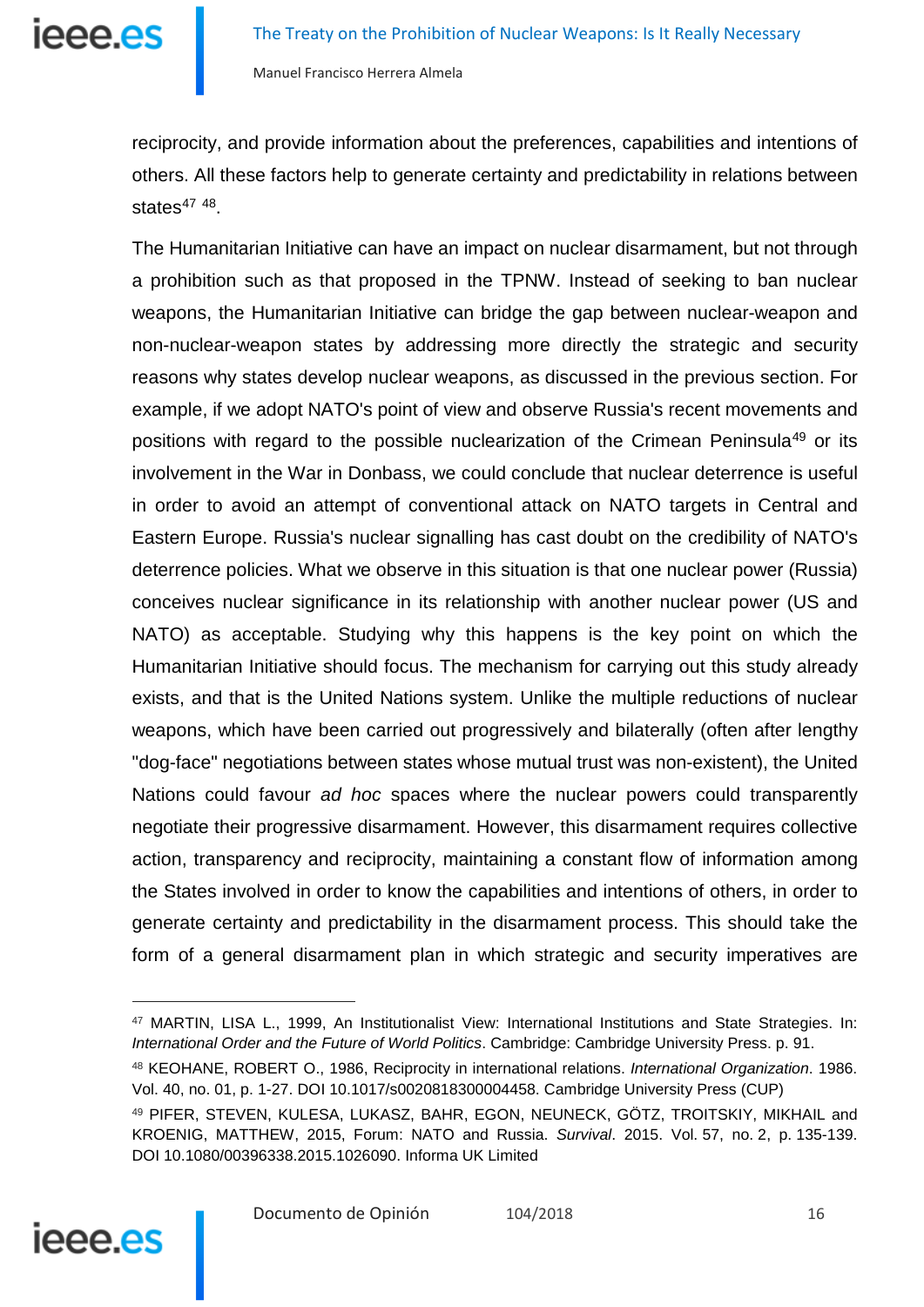reciprocity, and provide information about the preferences, capabilities and intentions of others. All these factors help to generate certainty and predictability in relations between states[47] [48].

The Humanitarian Initiative can have an impact on nuclear disarmament, but not through a prohibition such as that proposed in the TPNW. Instead of seeking to ban nuclear weapons, the Humanitarian Initiative can bridge the gap between nuclear-weapon and non-nuclear-weapon states by addressing more directly the strategic and security reasons why states develop nuclear weapons, as discussed in the previous section. For example, if we adopt NATO's point of view and observe Russia's recent movements and positions with regard to the possible nuclearization of the Crimean Peninsula[49] or its involvement in the War in Donbass, we could conclude that nuclear deterrence is useful in order to avoid an attempt of conventional attack on NATO targets in Central and Eastern Europe. Russia's nuclear signalling has cast doubt on the credibility of NATO's deterrence policies. What we observe in this situation is that one nuclear power (Russia) conceives nuclear significance in its relationship with another nuclear power (US and NATO) as acceptable. Studying why this happens is the key point on which the Humanitarian Initiative should focus. The mechanism for carrying out this study already exists, and that is the United Nations system. Unlike the multiple reductions of nuclear weapons, which have been carried out progressively and bilaterally (often after lengthy "dog-face" negotiations between states whose mutual trust was non-existent), the United Nations could favour *ad hoc* spaces where the nuclear powers could transparently negotiate their progressive disarmament. However, this disarmament requires collective action, transparency and reciprocity, maintaining a constant flow of information among the States involved in order to know the capabilities and intentions of others, in order to generate certainty and predictability in the disarmament process. This should take the form of a general disarmament plan in which strategic and security imperatives are

---

[47] MARTIN, LISA L., 1999, An Institutionalist View: International Institutions and State Strategies. In: *International Order and the Future of World Politics*. Cambridge: Cambridge University Press. p. 91.

[48] KEOHANE, ROBERT O., 1986, Reciprocity in international relations. *International Organization*. 1986. Vol. 40, no. 01, p. 1-27. DOI 10.1017/s0020818300004458. Cambridge University Press (CUP)

[49] PIFER, STEVEN, KULESA, LUKASZ, BAHR, EGON, NEUNECK, GÖTZ, TROITSKIY, MIKHAIL and KROENIG, MATTHEW, 2015, Forum: NATO and Russia. *Survival*. 2015. Vol. 57, no. 2, p. 135-139. DOI 10.1080/00396338.2015.1026090. Informa UK Limited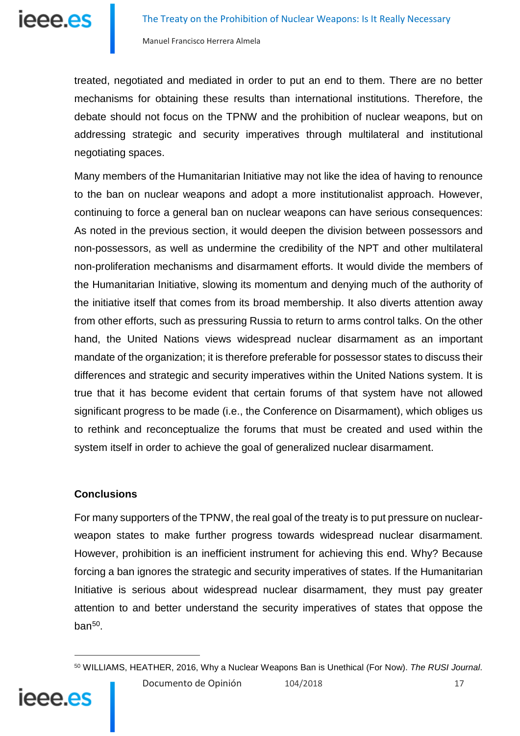treated, negotiated and mediated in order to put an end to them. There are no better mechanisms for obtaining these results than international institutions. Therefore, the debate should not focus on the TPNW and the prohibition of nuclear weapons, but on addressing strategic and security imperatives through multilateral and institutional negotiating spaces.

Many members of the Humanitarian Initiative may not like the idea of having to renounce to the ban on nuclear weapons and adopt a more institutionalist approach. However, continuing to force a general ban on nuclear weapons can have serious consequences: As noted in the previous section, it would deepen the division between possessors and non-possessors, as well as undermine the credibility of the NPT and other multilateral non-proliferation mechanisms and disarmament efforts. It would divide the members of the Humanitarian Initiative, slowing its momentum and denying much of the authority of the initiative itself that comes from its broad membership. It also diverts attention away from other efforts, such as pressuring Russia to return to arms control talks. On the other hand, the United Nations views widespread nuclear disarmament as an important mandate of the organization; it is therefore preferable for possessor states to discuss their differences and strategic and security imperatives within the United Nations system. It is true that it has become evident that certain forums of that system have not allowed significant progress to be made (i.e., the Conference on Disarmament), which obliges us to rethink and reconceptualize the forums that must be created and used within the system itself in order to achieve the goal of generalized nuclear disarmament.

## Conclusions

For many supporters of the TPNW, the real goal of the treaty is to put pressure on nuclear-weapon states to make further progress towards widespread nuclear disarmament. However, prohibition is an inefficient instrument for achieving this end. Why? Because forcing a ban ignores the strategic and security imperatives of states. If the Humanitarian Initiative is serious about widespread nuclear disarmament, they must pay greater attention to and better understand the security imperatives of states that oppose the ban[50].

---

[50] WILLIAMS, HEATHER, 2016, Why a Nuclear Weapons Ban is Unethical (For Now). *The RUSI Journal*.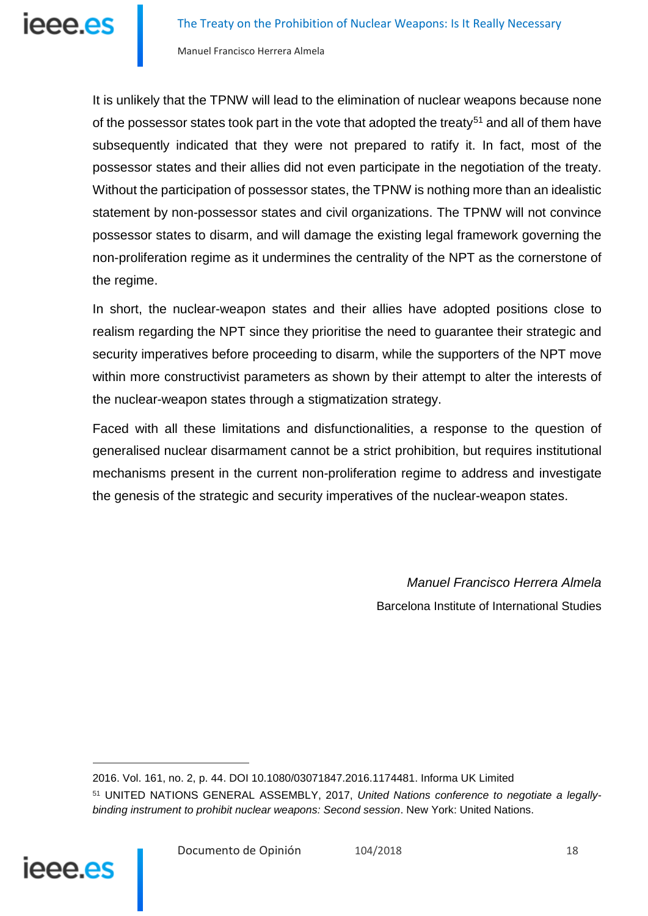It is unlikely that the TPNW will lead to the elimination of nuclear weapons because none of the possessor states took part in the vote that adopted the treaty[51] and all of them have subsequently indicated that they were not prepared to ratify it. In fact, most of the possessor states and their allies did not even participate in the negotiation of the treaty. Without the participation of possessor states, the TPNW is nothing more than an idealistic statement by non-possessor states and civil organizations. The TPNW will not convince possessor states to disarm, and will damage the existing legal framework governing the non-proliferation regime as it undermines the centrality of the NPT as the cornerstone of the regime.

In short, the nuclear-weapon states and their allies have adopted positions close to realism regarding the NPT since they prioritise the need to guarantee their strategic and security imperatives before proceeding to disarm, while the supporters of the NPT move within more constructivist parameters as shown by their attempt to alter the interests of the nuclear-weapon states through a stigmatization strategy.

Faced with all these limitations and disfunctionalities, a response to the question of generalised nuclear disarmament cannot be a strict prohibition, but requires institutional mechanisms present in the current non-proliferation regime to address and investigate the genesis of the strategic and security imperatives of the nuclear-weapon states.

*Manuel Francisco Herrera Almela*
Barcelona Institute of International Studies

---

2016. Vol. 161, no. 2, p. 44. DOI 10.1080/03071847.2016.1174481. Informa UK Limited

[51] UNITED NATIONS GENERAL ASSEMBLY, 2017, *United Nations conference to negotiate a legally-binding instrument to prohibit nuclear weapons: Second session*. New York: United Nations.